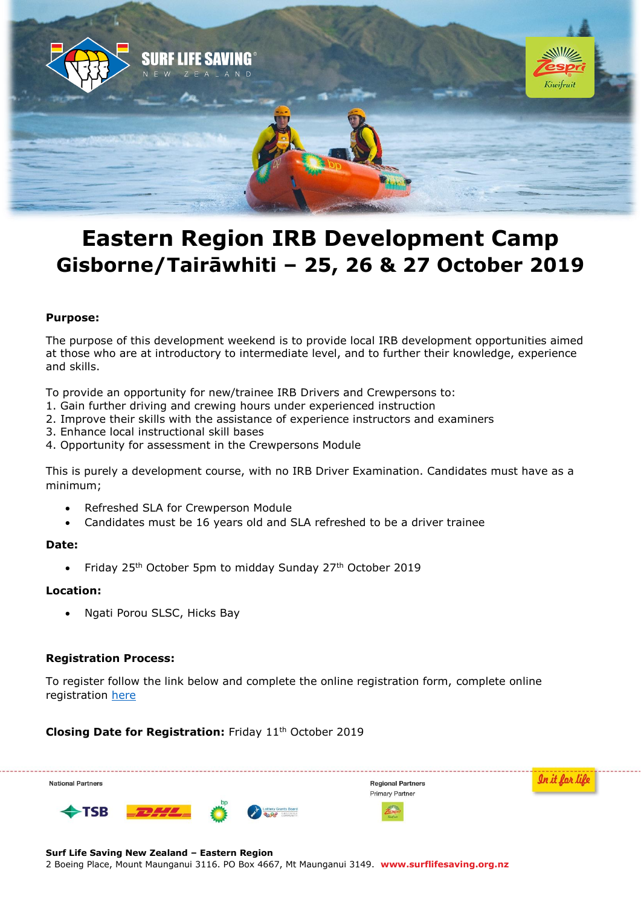# Eastern Region IRB Development Camp

## Gisborne/Tairāwhiti – 25, 26 & 27 October 2019

**Purpose:**

The purpose of this development weekend is to provide local IRB development opportunities aimed at those who are at introductory to intermediate level, and to further their knowledge, experience and skills.

To provide an opportunity for new/trainee IRB Drivers and Crewpersons to:

1. Gain further driving and crewing hours under experienced instruction
2. Improve their skills with the assistance of experience instructors and examiners
3. Enhance local instructional skill bases
4. Opportunity for assessment in the Crewpersons Module

This is purely a development course, with no IRB Driver Examination. Candidates must have as a minimum;

- Refreshed SLA for Crewperson Module
- Candidates must be 16 years old and SLA refreshed to be a driver trainee

**Date:**

- Friday 25th October 5pm to midday Sunday 27th October 2019

**Location:**

- Ngati Porou SLSC, Hicks Bay

**Registration Process:**

To register follow the link below and complete the online registration form, complete online registration here

**Closing Date for Registration:** Friday 11th October 2019

National Partners

Regional Partners
Primary Partner

**Surf Life Saving New Zealand – Eastern Region**
2 Boeing Place, Mount Maunganui 3116. PO Box 4667, Mt Maunganui 3149. **www.surflifesaving.org.nz**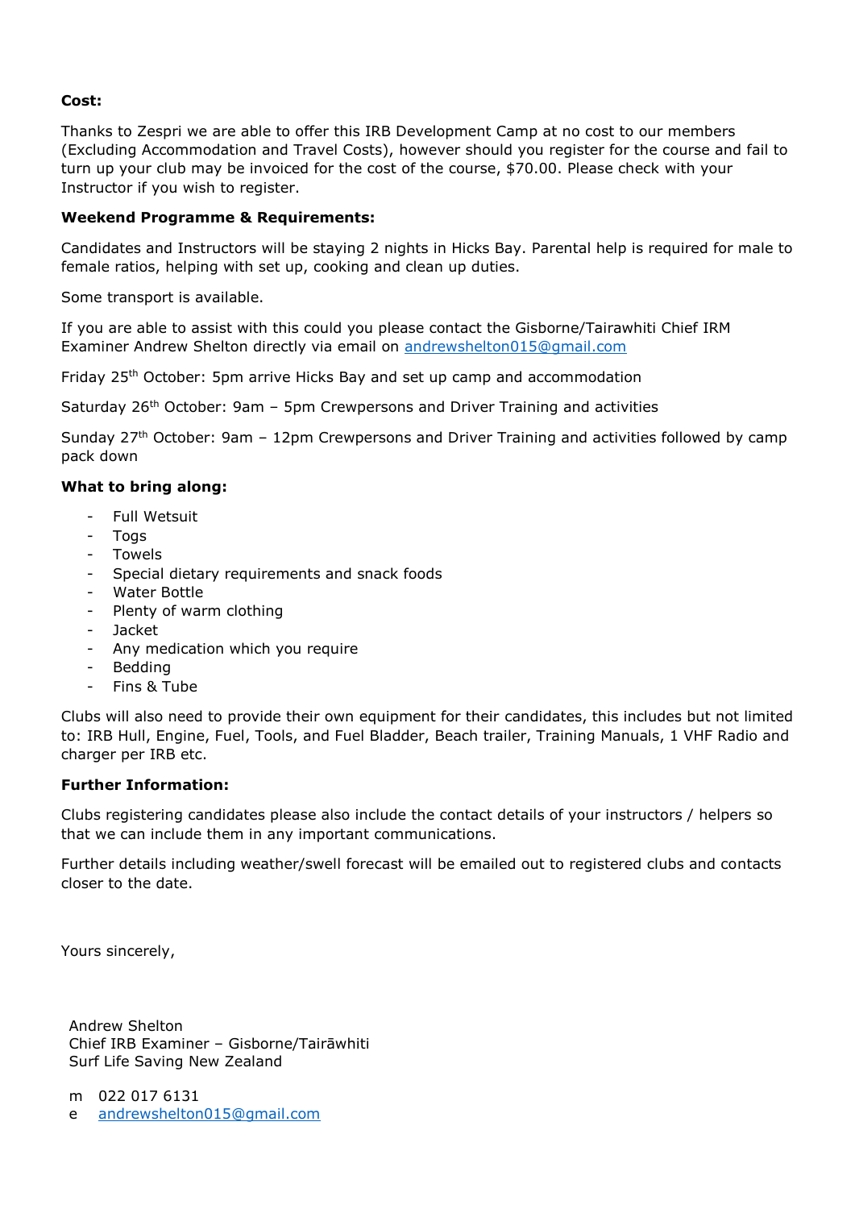**Cost:**

Thanks to Zespri we are able to offer this IRB Development Camp at no cost to our members (Excluding Accommodation and Travel Costs), however should you register for the course and fail to turn up your club may be invoiced for the cost of the course, $70.00. Please check with your Instructor if you wish to register.

**Weekend Programme & Requirements:**

Candidates and Instructors will be staying 2 nights in Hicks Bay. Parental help is required for male to female ratios, helping with set up, cooking and clean up duties.

Some transport is available.

If you are able to assist with this could you please contact the Gisborne/Tairawhiti Chief IRM Examiner Andrew Shelton directly via email on andrewshelton015@gmail.com

Friday 25th October: 5pm arrive Hicks Bay and set up camp and accommodation

Saturday 26th October: 9am – 5pm Crewpersons and Driver Training and activities

Sunday 27th October: 9am – 12pm Crewpersons and Driver Training and activities followed by camp pack down

**What to bring along:**

- Full Wetsuit
- Togs
- Towels
- Special dietary requirements and snack foods
- Water Bottle
- Plenty of warm clothing
- Jacket
- Any medication which you require
- Bedding
- Fins & Tube

Clubs will also need to provide their own equipment for their candidates, this includes but not limited to: IRB Hull, Engine, Fuel, Tools, and Fuel Bladder, Beach trailer, Training Manuals, 1 VHF Radio and charger per IRB etc.

**Further Information:**

Clubs registering candidates please also include the contact details of your instructors / helpers so that we can include them in any important communications.

Further details including weather/swell forecast will be emailed out to registered clubs and contacts closer to the date.

Yours sincerely,

Andrew Shelton
Chief IRB Examiner – Gisborne/Tairāwhiti
Surf Life Saving New Zealand

m 022 017 6131
e andrewshelton015@gmail.com